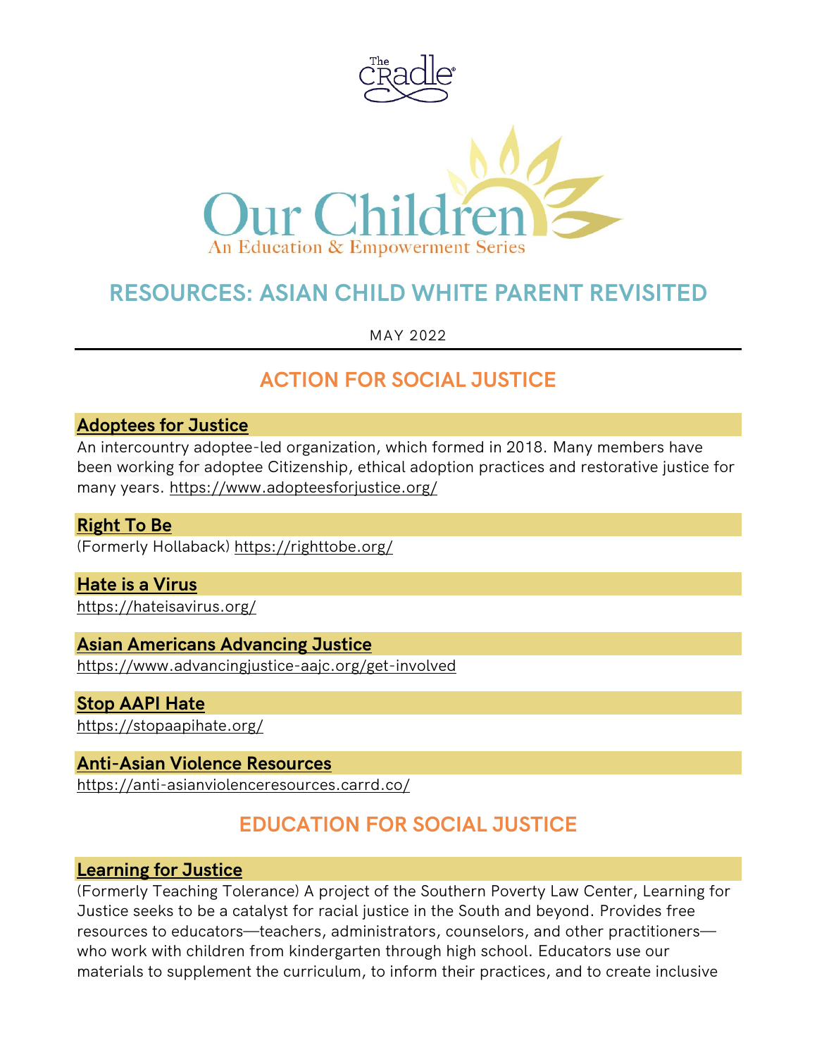The Cradle

Our Children
An Education & Empowerment Series

# RESOURCES: ASIAN CHILD WHITE PARENT REVISITED

MAY 2022

## ACTION FOR SOCIAL JUSTICE

### Adoptees for Justice

An intercountry adoptee-led organization, which formed in 2018. Many members have been working for adoptee Citizenship, ethical adoption practices and restorative justice for many years. https://www.adopteesforjustice.org/

### Right To Be

(Formerly Hollaback) https://righttobe.org/

### Hate is a Virus

https://hateisavirus.org/

### Asian Americans Advancing Justice

https://www.advancingjustice-aajc.org/get-involved

### Stop AAPI Hate

https://stopaapihate.org/

### Anti-Asian Violence Resources

https://anti-asianviolenceresources.carrd.co/

## EDUCATION FOR SOCIAL JUSTICE

### Learning for Justice

(Formerly Teaching Tolerance) A project of the Southern Poverty Law Center, Learning for Justice seeks to be a catalyst for racial justice in the South and beyond. Provides free resources to educators—teachers, administrators, counselors, and other practitioners—who work with children from kindergarten through high school. Educators use our materials to supplement the curriculum, to inform their practices, and to create inclusive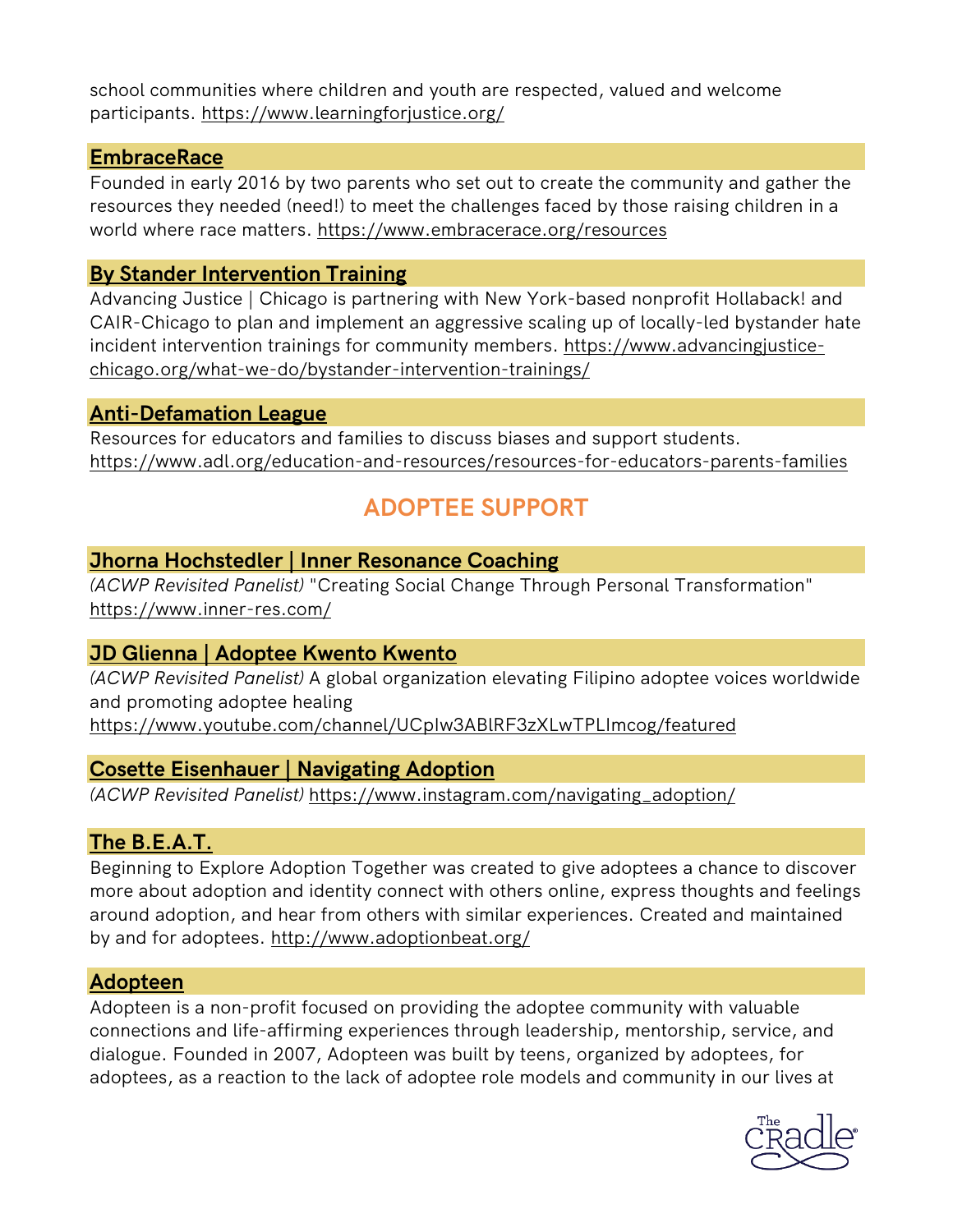school communities where children and youth are respected, valued and welcome participants. https://www.learningforjustice.org/

### EmbraceRace

Founded in early 2016 by two parents who set out to create the community and gather the resources they needed (need!) to meet the challenges faced by those raising children in a world where race matters. https://www.embracerace.org/resources

### By Stander Intervention Training

Advancing Justice | Chicago is partnering with New York-based nonprofit Hollaback! and CAIR-Chicago to plan and implement an aggressive scaling up of locally-led bystander hate incident intervention trainings for community members. https://www.advancingjustice-chicago.org/what-we-do/bystander-intervention-trainings/

### Anti-Defamation League

Resources for educators and families to discuss biases and support students. https://www.adl.org/education-and-resources/resources-for-educators-parents-families

## ADOPTEE SUPPORT

### Jhorna Hochstedler | Inner Resonance Coaching

*(ACWP Revisited Panelist)* "Creating Social Change Through Personal Transformation" https://www.inner-res.com/

### JD Glienna | Adoptee Kwento Kwento

*(ACWP Revisited Panelist)* A global organization elevating Filipino adoptee voices worldwide and promoting adoptee healing
https://www.youtube.com/channel/UCpIw3ABlRF3zXLwTPLImcog/featured

### Cosette Eisenhauer | Navigating Adoption

*(ACWP Revisited Panelist)* https://www.instagram.com/navigating_adoption/

### The B.E.A.T.

Beginning to Explore Adoption Together was created to give adoptees a chance to discover more about adoption and identity connect with others online, express thoughts and feelings around adoption, and hear from others with similar experiences. Created and maintained by and for adoptees. http://www.adoptionbeat.org/

### Adopteen

Adopteen is a non-profit focused on providing the adoptee community with valuable connections and life-affirming experiences through leadership, mentorship, service, and dialogue. Founded in 2007, Adopteen was built by teens, organized by adoptees, for adoptees, as a reaction to the lack of adoptee role models and community in our lives at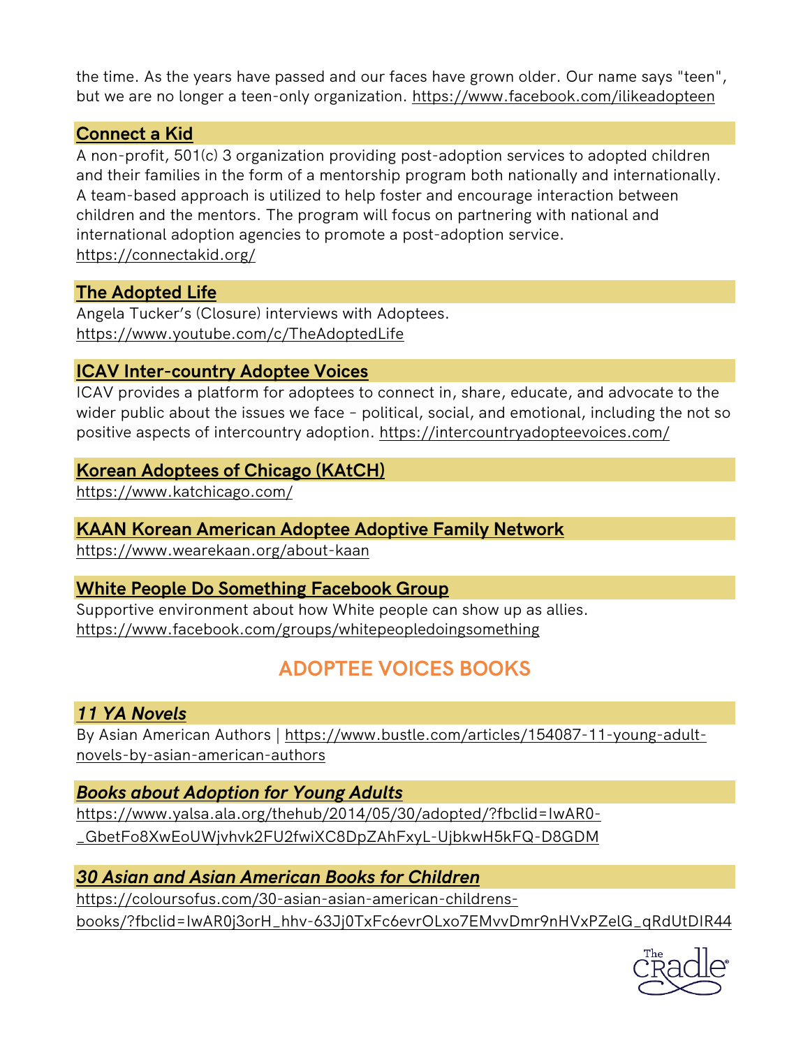the time. As the years have passed and our faces have grown older. Our name says "teen", but we are no longer a teen-only organization. https://www.facebook.com/ilikeadopteen

### Connect a Kid

A non-profit, 501(c) 3 organization providing post-adoption services to adopted children and their families in the form of a mentorship program both nationally and internationally. A team-based approach is utilized to help foster and encourage interaction between children and the mentors. The program will focus on partnering with national and international adoption agencies to promote a post-adoption service. https://connectakid.org/

### The Adopted Life

Angela Tucker's (Closure) interviews with Adoptees. https://www.youtube.com/c/TheAdoptedLife

### ICAV Inter-country Adoptee Voices

ICAV provides a platform for adoptees to connect in, share, educate, and advocate to the wider public about the issues we face - political, social, and emotional, including the not so positive aspects of intercountry adoption. https://intercountryadopteevoices.com/

### Korean Adoptees of Chicago (KAtCH)

https://www.katchicago.com/

### KAAN Korean American Adoptee Adoptive Family Network

https://www.wearekaan.org/about-kaan

### White People Do Something Facebook Group

Supportive environment about how White people can show up as allies. https://www.facebook.com/groups/whitepeopledoingsomething

## ADOPTEE VOICES BOOKS

### *11 YA Novels*

By Asian American Authors | https://www.bustle.com/articles/154087-11-young-adult-novels-by-asian-american-authors

### *Books about Adoption for Young Adults*

https://www.yalsa.ala.org/thehub/2014/05/30/adopted/?fbclid=IwAR0-_GbetFo8XwEoUWjvhvk2FU2fwiXC8DpZAhFxyL-UjbkwH5kFQ-D8GDM

### *30 Asian and Asian American Books for Children*

https://coloursofus.com/30-asian-asian-american-childrens-books/?fbclid=IwAR0j3orH_hhv-63Jj0TxFc6evrOLxo7EMvvDmr9nHVxPZelG_qRdUtDIR44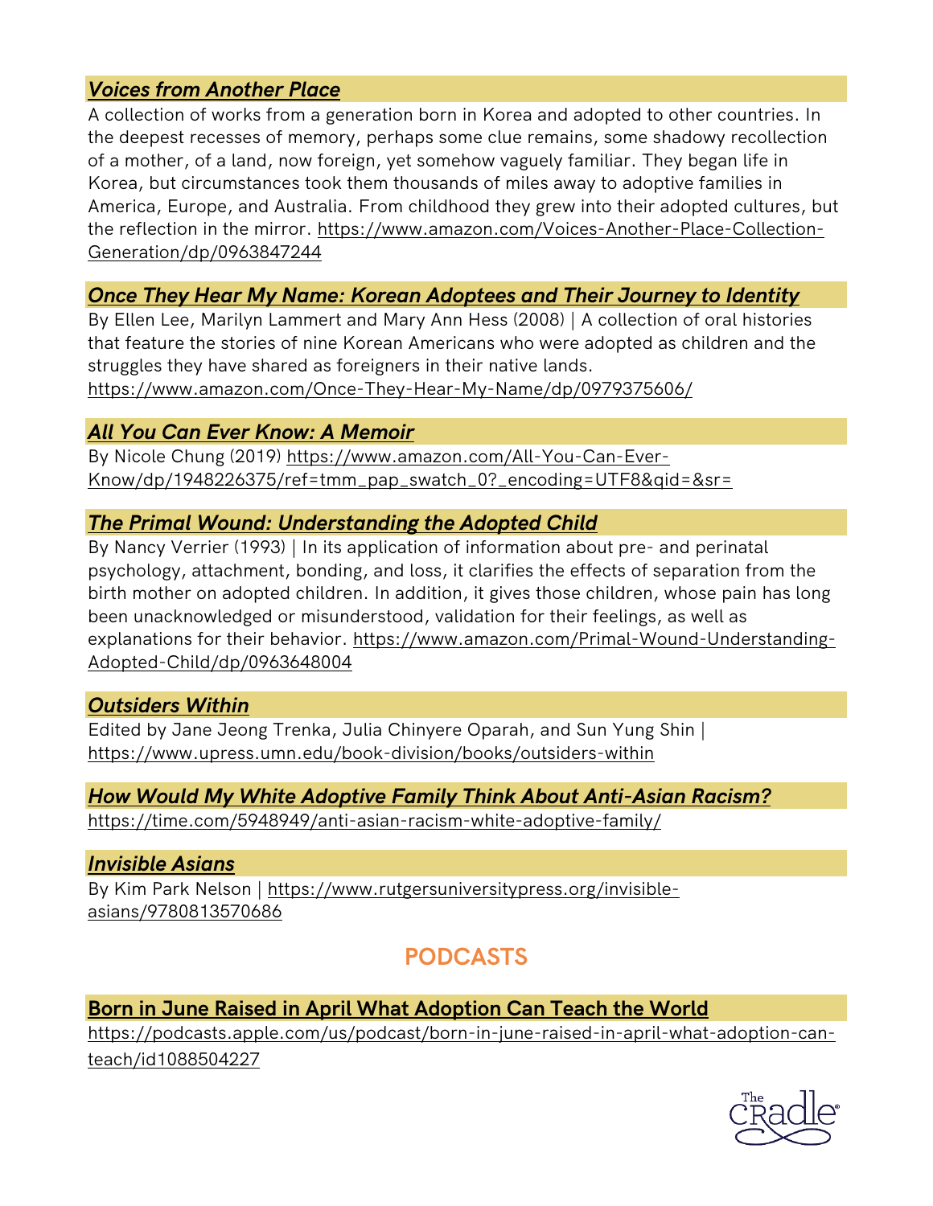### ***Voices from Another Place***

A collection of works from a generation born in Korea and adopted to other countries. In the deepest recesses of memory, perhaps some clue remains, some shadowy recollection of a mother, of a land, now foreign, yet somehow vaguely familiar. They began life in Korea, but circumstances took them thousands of miles away to adoptive families in America, Europe, and Australia. From childhood they grew into their adopted cultures, but the reflection in the mirror. https://www.amazon.com/Voices-Another-Place-Collection-Generation/dp/0963847244

### ***Once They Hear My Name: Korean Adoptees and Their Journey to Identity***

By Ellen Lee, Marilyn Lammert and Mary Ann Hess (2008) | A collection of oral histories that feature the stories of nine Korean Americans who were adopted as children and the struggles they have shared as foreigners in their native lands. https://www.amazon.com/Once-They-Hear-My-Name/dp/0979375606/

### ***All You Can Ever Know: A Memoir***

By Nicole Chung (2019) https://www.amazon.com/All-You-Can-Ever-Know/dp/1948226375/ref=tmm_pap_swatch_0?_encoding=UTF8&qid=&sr=

### ***The Primal Wound: Understanding the Adopted Child***

By Nancy Verrier (1993) | In its application of information about pre- and perinatal psychology, attachment, bonding, and loss, it clarifies the effects of separation from the birth mother on adopted children. In addition, it gives those children, whose pain has long been unacknowledged or misunderstood, validation for their feelings, as well as explanations for their behavior. https://www.amazon.com/Primal-Wound-Understanding-Adopted-Child/dp/0963648004

### ***Outsiders Within***

Edited by Jane Jeong Trenka, Julia Chinyere Oparah, and Sun Yung Shin | https://www.upress.umn.edu/book-division/books/outsiders-within

### ***How Would My White Adoptive Family Think About Anti-Asian Racism?***

https://time.com/5948949/anti-asian-racism-white-adoptive-family/

### ***Invisible Asians***

By Kim Park Nelson | https://www.rutgersuniversitypress.org/invisible-asians/9780813570686

## PODCASTS

### **Born in June Raised in April What Adoption Can Teach the World**

https://podcasts.apple.com/us/podcast/born-in-june-raised-in-april-what-adoption-can-teach/id1088504227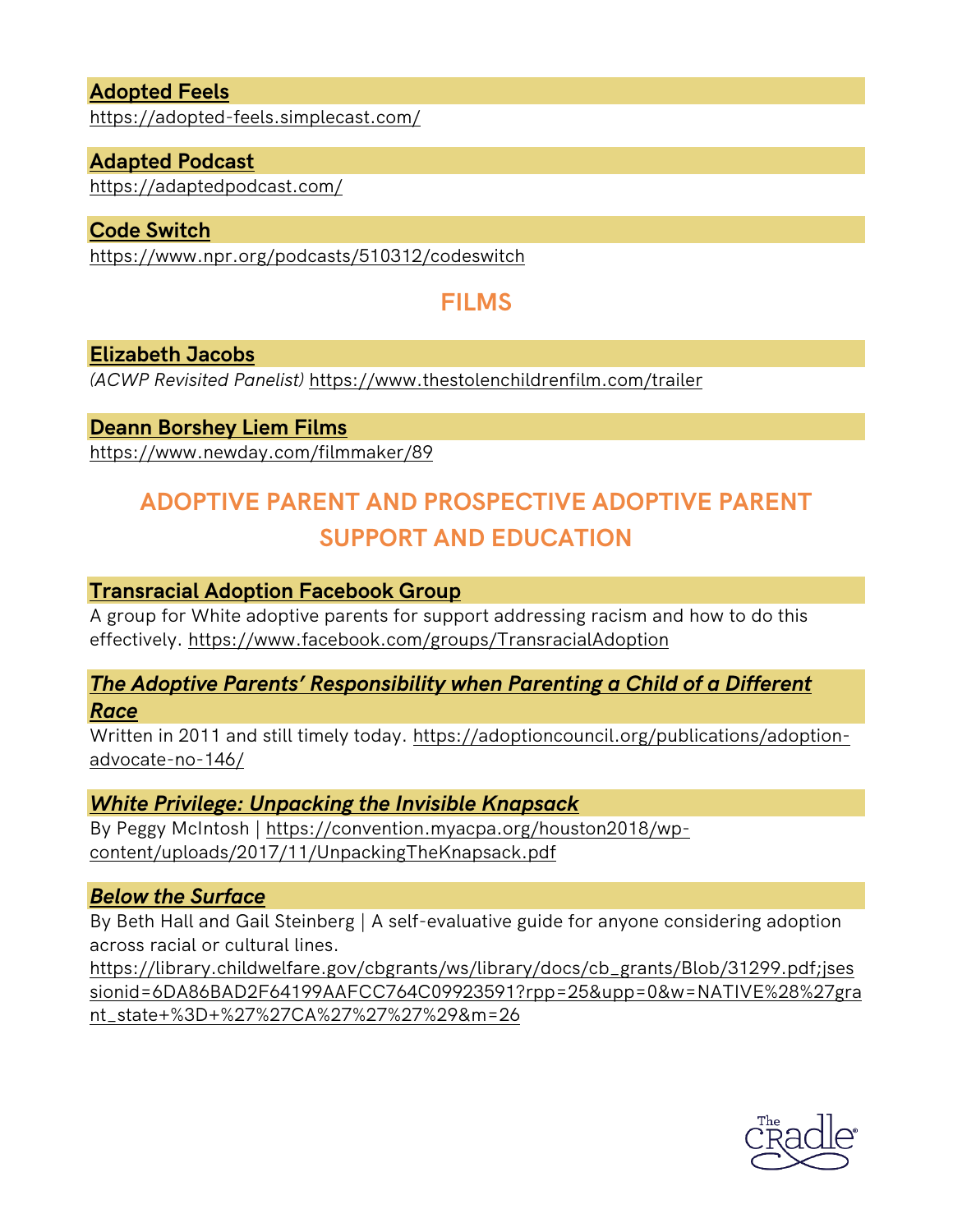**Adopted Feels**
https://adopted-feels.simplecast.com/

**Adapted Podcast**
https://adaptedpodcast.com/

**Code Switch**
https://www.npr.org/podcasts/510312/codeswitch

## FILMS

**Elizabeth Jacobs**
*(ACWP Revisited Panelist)* https://www.thestolenchildrenfilm.com/trailer

**Deann Borshey Liem Films**
https://www.newday.com/filmmaker/89

## ADOPTIVE PARENT AND PROSPECTIVE ADOPTIVE PARENT SUPPORT AND EDUCATION

**Transracial Adoption Facebook Group**
A group for White adoptive parents for support addressing racism and how to do this effectively. https://www.facebook.com/groups/TransracialAdoption

***The Adoptive Parents' Responsibility when Parenting a Child of a Different Race***
Written in 2011 and still timely today. https://adoptioncouncil.org/publications/adoption-advocate-no-146/

***White Privilege: Unpacking the Invisible Knapsack***
By Peggy McIntosh | https://convention.myacpa.org/houston2018/wp-content/uploads/2017/11/UnpackingTheKnapsack.pdf

***Below the Surface***
By Beth Hall and Gail Steinberg | A self-evaluative guide for anyone considering adoption across racial or cultural lines.
https://library.childwelfare.gov/cbgrants/ws/library/docs/cb_grants/Blob/31299.pdf;jsessionid=6DA86BAD2F64199AAFCC764C09923591?rpp=25&upp=0&w=NATIVE%28%27grant_state+%3D+%27%27CA%27%27%27%29&m=26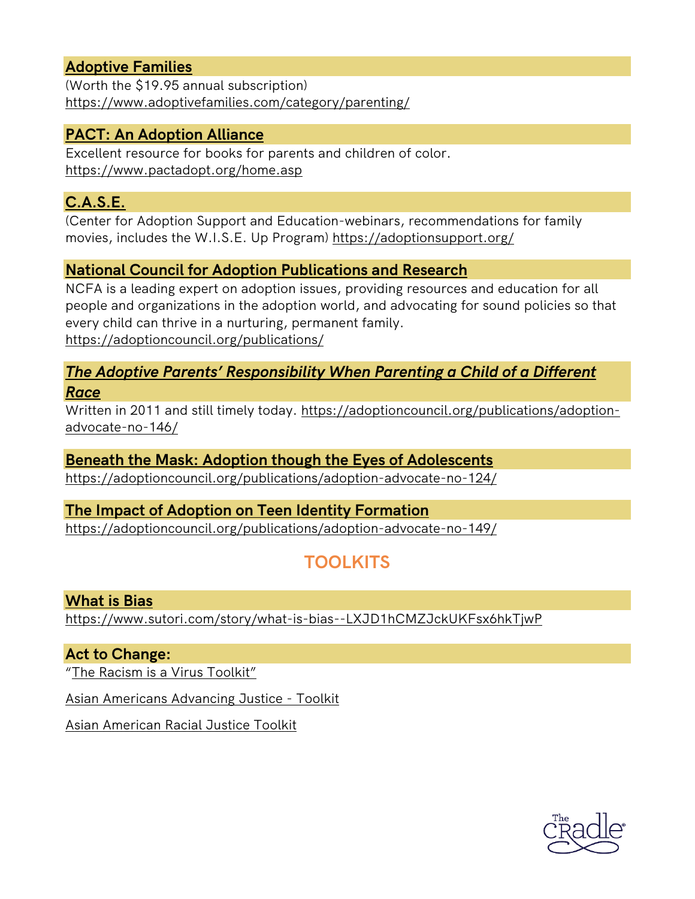### Adoptive Families

(Worth the $19.95 annual subscription)
https://www.adoptivefamilies.com/category/parenting/

### PACT: An Adoption Alliance

Excellent resource for books for parents and children of color.
https://www.pactadopt.org/home.asp

### C.A.S.E.

(Center for Adoption Support and Education-webinars, recommendations for family movies, includes the W.I.S.E. Up Program) https://adoptionsupport.org/

### National Council for Adoption Publications and Research

NCFA is a leading expert on adoption issues, providing resources and education for all people and organizations in the adoption world, and advocating for sound policies so that every child can thrive in a nurturing, permanent family.
https://adoptioncouncil.org/publications/

### *The Adoptive Parents' Responsibility When Parenting a Child of a Different Race*

Written in 2011 and still timely today. https://adoptioncouncil.org/publications/adoption-advocate-no-146/

### Beneath the Mask: Adoption though the Eyes of Adolescents

https://adoptioncouncil.org/publications/adoption-advocate-no-124/

### The Impact of Adoption on Teen Identity Formation

https://adoptioncouncil.org/publications/adoption-advocate-no-149/

## TOOLKITS

### What is Bias

https://www.sutori.com/story/what-is-bias--LXJD1hCMZJckUKFsx6hkTjwP

### Act to Change:

"The Racism is a Virus Toolkit"

Asian Americans Advancing Justice - Toolkit

Asian American Racial Justice Toolkit